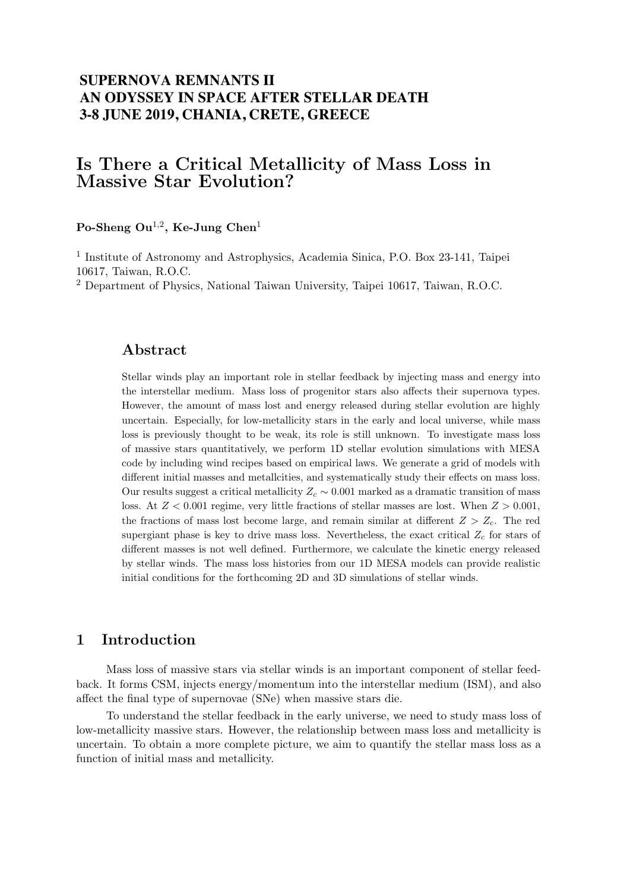SUPERNOVA REMNANTS II
AN ODYSSEY IN SPACE AFTER STELLAR DEATH
3-8 JUNE 2019, CHANIA, CRETE, GREECE

# Is There a Critical Metallicity of Mass Loss in Massive Star Evolution?

**Po-Sheng Ou**[1,2], **Ke-Jung Chen**[1]

[1] Institute of Astronomy and Astrophysics, Academia Sinica, P.O. Box 23-141, Taipei 10617, Taiwan, R.O.C.
[2] Department of Physics, National Taiwan University, Taipei 10617, Taiwan, R.O.C.

## Abstract

Stellar winds play an important role in stellar feedback by injecting mass and energy into the interstellar medium. Mass loss of progenitor stars also affects their supernova types. However, the amount of mass lost and energy released during stellar evolution are highly uncertain. Especially, for low-metallicity stars in the early and local universe, while mass loss is previously thought to be weak, its role is still unknown. To investigate mass loss of massive stars quantitatively, we perform 1D stellar evolution simulations with MESA code by including wind recipes based on empirical laws. We generate a grid of models with different initial masses and metallcities, and systematically study their effects on mass loss. Our results suggest a critical metallicity $Z_c \sim 0.001$ marked as a dramatic transition of mass loss. At $Z < 0.001$ regime, very little fractions of stellar masses are lost. When $Z > 0.001$, the fractions of mass lost become large, and remain similar at different $Z > Z_c$. The red supergiant phase is key to drive mass loss. Nevertheless, the exact critical $Z_c$ for stars of different masses is not well defined. Furthermore, we calculate the kinetic energy released by stellar winds. The mass loss histories from our 1D MESA models can provide realistic initial conditions for the forthcoming 2D and 3D simulations of stellar winds.

## 1 Introduction

Mass loss of massive stars via stellar winds is an important component of stellar feedback. It forms CSM, injects energy/momentum into the interstellar medium (ISM), and also affect the final type of supernovae (SNe) when massive stars die.

To understand the stellar feedback in the early universe, we need to study mass loss of low-metallicity massive stars. However, the relationship between mass loss and metallicity is uncertain. To obtain a more complete picture, we aim to quantify the stellar mass loss as a function of initial mass and metallicity.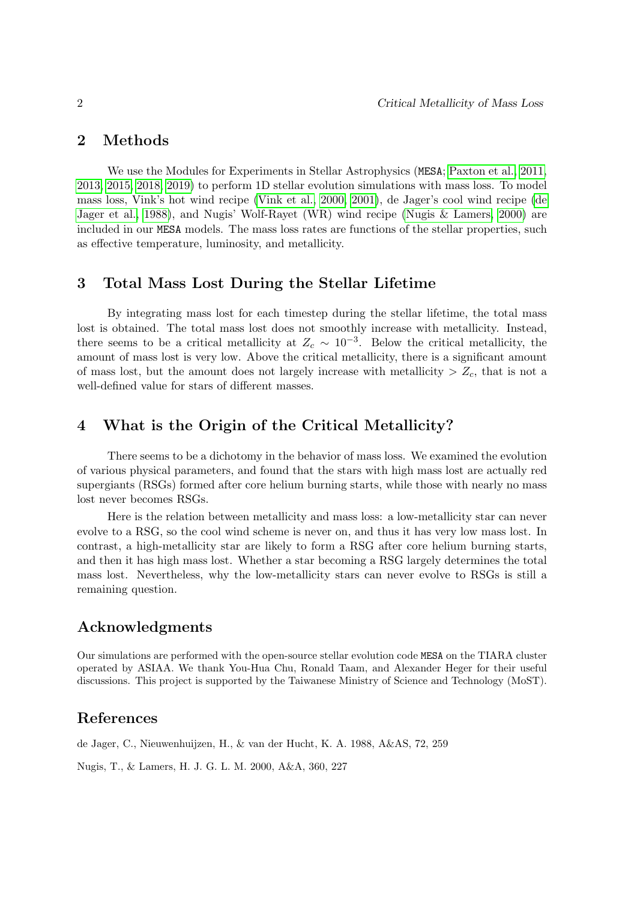## 2 Methods

We use the Modules for Experiments in Stellar Astrophysics (MESA; Paxton et al. 2011, 2013, 2015, 2018, 2019) to perform 1D stellar evolution simulations with mass loss. To model mass loss, Vink's hot wind recipe (Vink et al. 2000, 2001), de Jager's cool wind recipe (de Jager et al. 1988), and Nugis' Wolf-Rayet (WR) wind recipe (Nugis & Lamers 2000) are included in our MESA models. The mass loss rates are functions of the stellar properties, such as effective temperature, luminosity, and metallicity.

## 3 Total Mass Lost During the Stellar Lifetime

By integrating mass lost for each timestep during the stellar lifetime, the total mass lost is obtained. The total mass lost does not smoothly increase with metallicity. Instead, there seems to be a critical metallicity at $Z_c \sim 10^{-3}$. Below the critical metallicity, the amount of mass lost is very low. Above the critical metallicity, there is a significant amount of mass lost, but the amount does not largely increase with metallicity $> Z_c$, that is not a well-defined value for stars of different masses.

## 4 What is the Origin of the Critical Metallicity?

There seems to be a dichotomy in the behavior of mass loss. We examined the evolution of various physical parameters, and found that the stars with high mass lost are actually red supergiants (RSGs) formed after core helium burning starts, while those with nearly no mass lost never becomes RSGs.

Here is the relation between metallicity and mass loss: a low-metallicity star can never evolve to a RSG, so the cool wind scheme is never on, and thus it has very low mass lost. In contrast, a high-metallicity star are likely to form a RSG after core helium burning starts, and then it has high mass lost. Whether a star becoming a RSG largely determines the total mass lost. Nevertheless, why the low-metallicity stars can never evolve to RSGs is still a remaining question.

## Acknowledgments

Our simulations are performed with the open-source stellar evolution code MESA on the TIARA cluster operated by ASIAA. We thank You-Hua Chu, Ronald Taam, and Alexander Heger for their useful discussions. This project is supported by the Taiwanese Ministry of Science and Technology (MoST).

## References

de Jager, C., Nieuwenhuijzen, H., & van der Hucht, K. A. 1988, A&AS, 72, 259

Nugis, T., & Lamers, H. J. G. L. M. 2000, A&A, 360, 227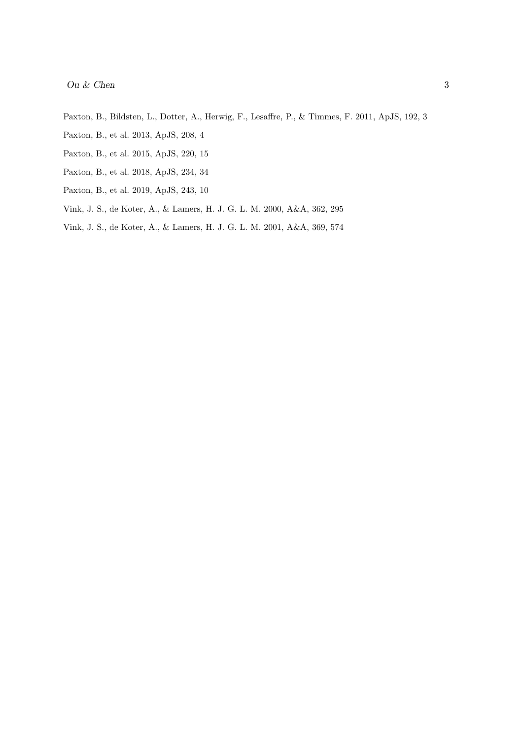Paxton, B., Bildsten, L., Dotter, A., Herwig, F., Lesaffre, P., & Timmes, F. 2011, ApJS, 192, 3

Paxton, B., et al. 2013, ApJS, 208, 4

Paxton, B., et al. 2015, ApJS, 220, 15

Paxton, B., et al. 2018, ApJS, 234, 34

Paxton, B., et al. 2019, ApJS, 243, 10

Vink, J. S., de Koter, A., & Lamers, H. J. G. L. M. 2000, A&A, 362, 295

Vink, J. S., de Koter, A., & Lamers, H. J. G. L. M. 2001, A&A, 369, 574